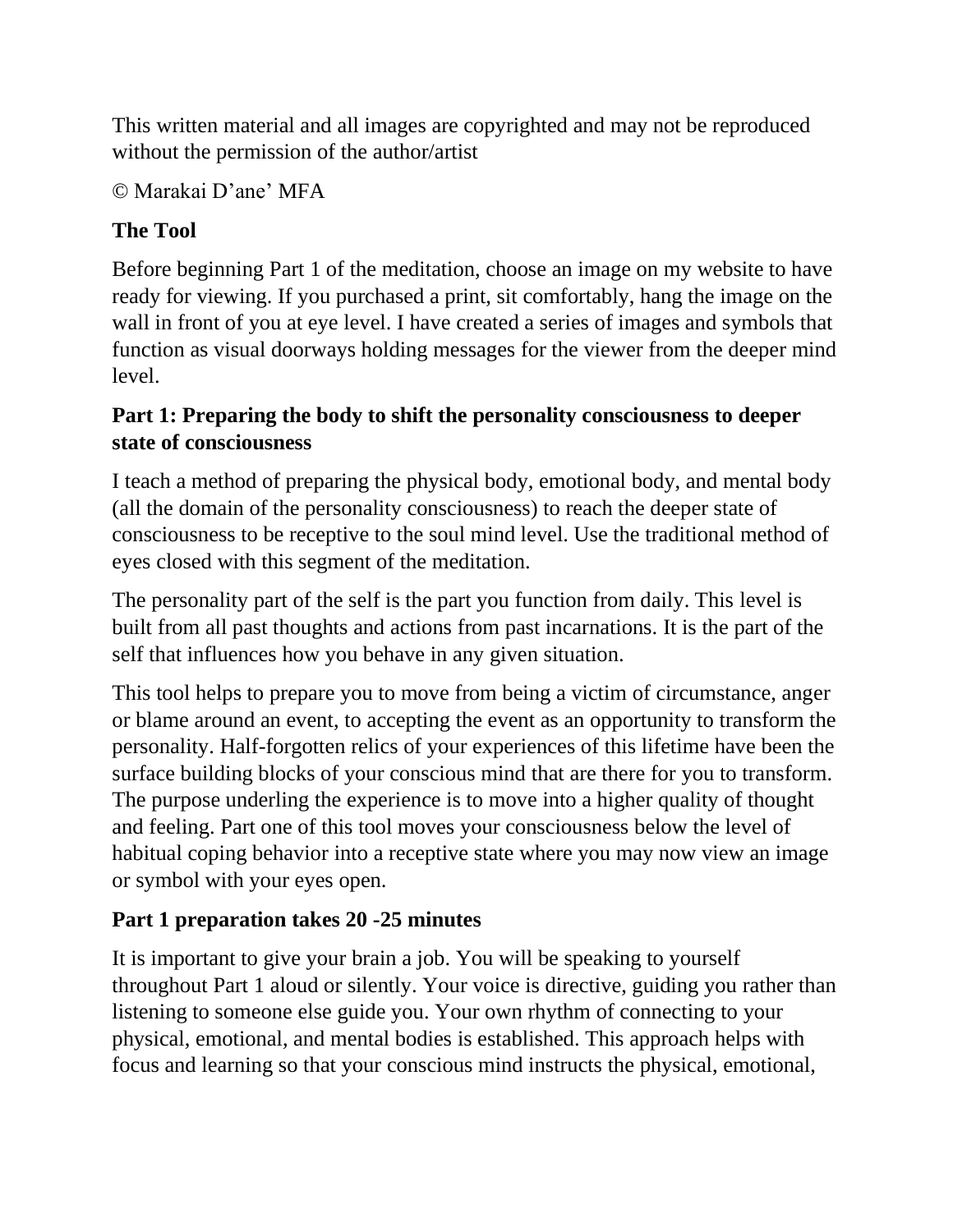This written material and all images are copyrighted and may not be reproduced without the permission of the author/artist

© Marakai D'ane' MFA

**The Tool**

Before beginning Part 1 of the meditation, choose an image on my website to have ready for viewing. If you purchased a print, sit comfortably, hang the image on the wall in front of you at eye level. I have created a series of images and symbols that function as visual doorways holding messages for the viewer from the deeper mind level.

**Part 1: Preparing the body to shift the personality consciousness to deeper state of consciousness**

I teach a method of preparing the physical body, emotional body, and mental body (all the domain of the personality consciousness) to reach the deeper state of consciousness to be receptive to the soul mind level. Use the traditional method of eyes closed with this segment of the meditation.

The personality part of the self is the part you function from daily. This level is built from all past thoughts and actions from past incarnations. It is the part of the self that influences how you behave in any given situation.

This tool helps to prepare you to move from being a victim of circumstance, anger or blame around an event, to accepting the event as an opportunity to transform the personality. Half-forgotten relics of your experiences of this lifetime have been the surface building blocks of your conscious mind that are there for you to transform. The purpose underling the experience is to move into a higher quality of thought and feeling. Part one of this tool moves your consciousness below the level of habitual coping behavior into a receptive state where you may now view an image or symbol with your eyes open.

**Part 1 preparation takes 20 -25 minutes**

It is important to give your brain a job. You will be speaking to yourself throughout Part 1 aloud or silently. Your voice is directive, guiding you rather than listening to someone else guide you. Your own rhythm of connecting to your physical, emotional, and mental bodies is established. This approach helps with focus and learning so that your conscious mind instructs the physical, emotional,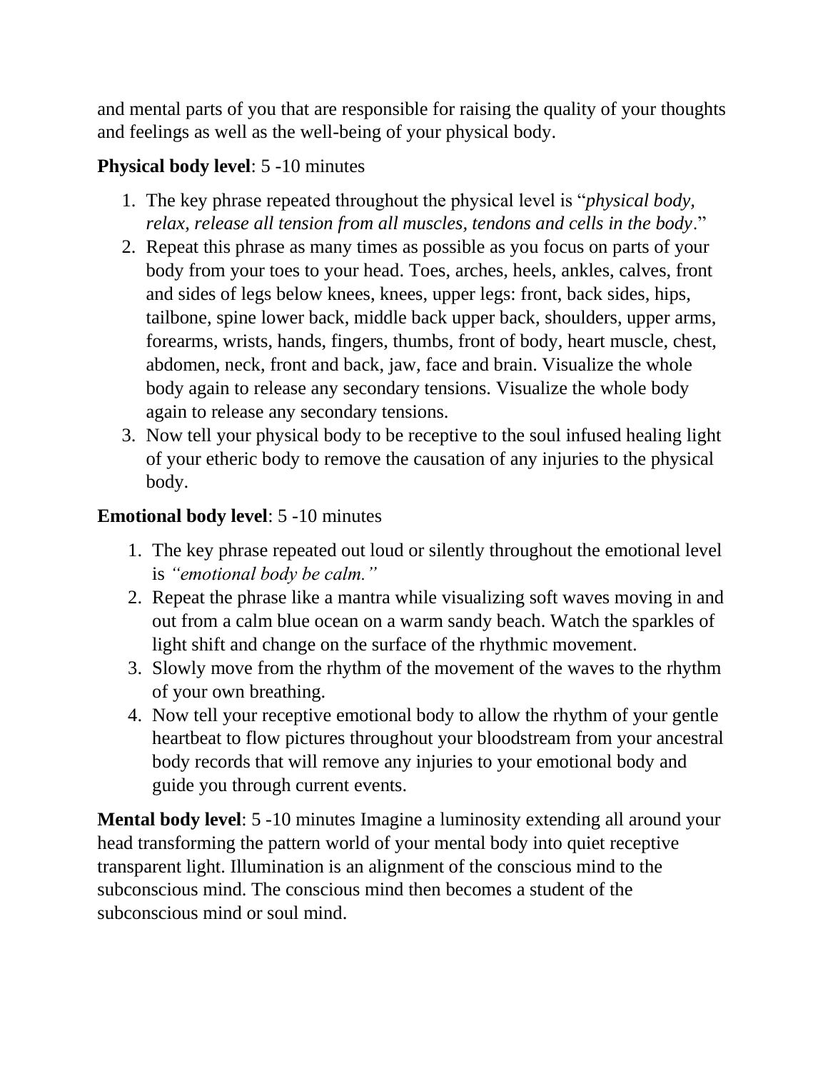and mental parts of you that are responsible for raising the quality of your thoughts and feelings as well as the well-being of your physical body.

**Physical body level**: 5 -10 minutes

1. The key phrase repeated throughout the physical level is "*physical body, relax, release all tension from all muscles, tendons and cells in the body*."
2. Repeat this phrase as many times as possible as you focus on parts of your body from your toes to your head. Toes, arches, heels, ankles, calves, front and sides of legs below knees, knees, upper legs: front, back sides, hips, tailbone, spine lower back, middle back upper back, shoulders, upper arms, forearms, wrists, hands, fingers, thumbs, front of body, heart muscle, chest, abdomen, neck, front and back, jaw, face and brain. Visualize the whole body again to release any secondary tensions. Visualize the whole body again to release any secondary tensions.
3. Now tell your physical body to be receptive to the soul infused healing light of your etheric body to remove the causation of any injuries to the physical body.

**Emotional body level**: 5 -10 minutes

1. The key phrase repeated out loud or silently throughout the emotional level is *"emotional body be calm."*
2. Repeat the phrase like a mantra while visualizing soft waves moving in and out from a calm blue ocean on a warm sandy beach. Watch the sparkles of light shift and change on the surface of the rhythmic movement.
3. Slowly move from the rhythm of the movement of the waves to the rhythm of your own breathing.
4. Now tell your receptive emotional body to allow the rhythm of your gentle heartbeat to flow pictures throughout your bloodstream from your ancestral body records that will remove any injuries to your emotional body and guide you through current events.

**Mental body level**: 5 -10 minutes Imagine a luminosity extending all around your head transforming the pattern world of your mental body into quiet receptive transparent light. Illumination is an alignment of the conscious mind to the subconscious mind. The conscious mind then becomes a student of the subconscious mind or soul mind.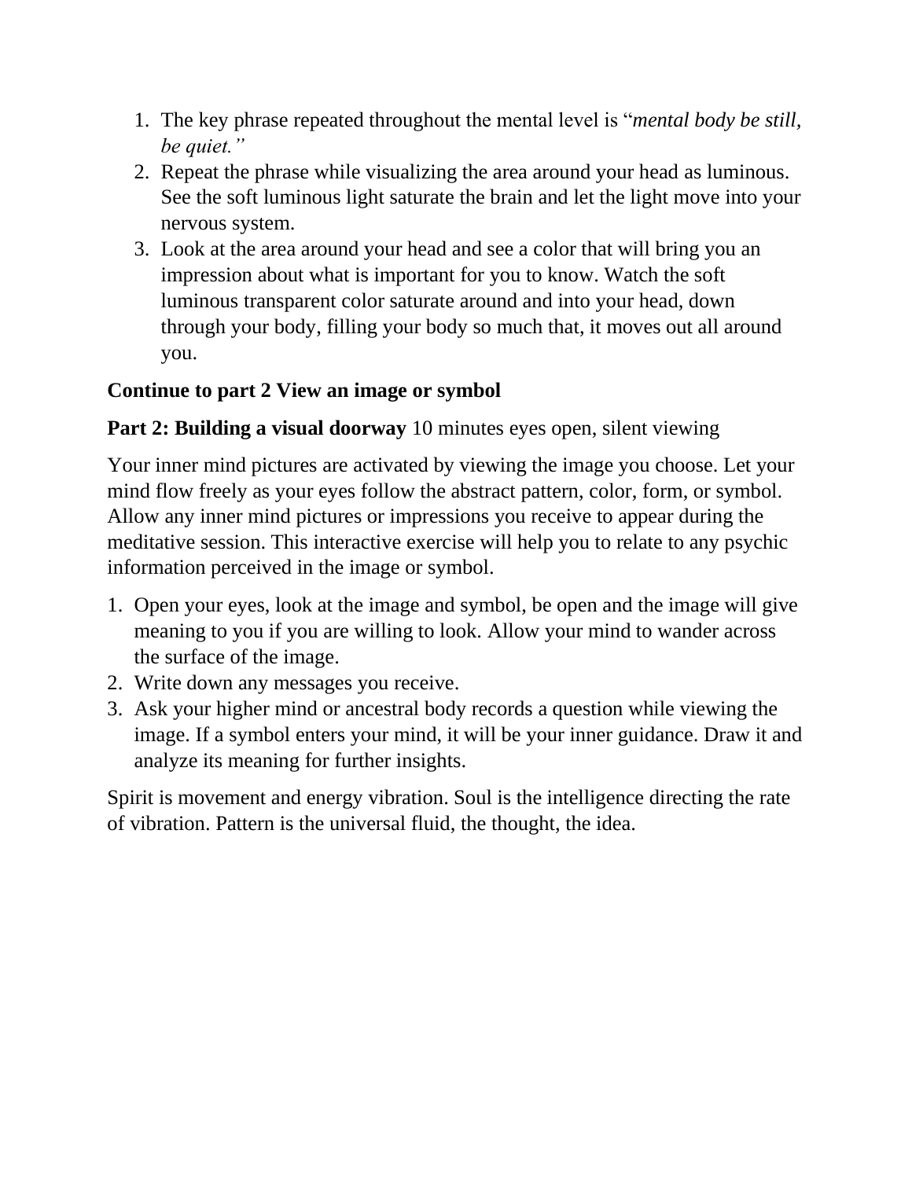1. The key phrase repeated throughout the mental level is "*mental body be still, be quiet.*"
2. Repeat the phrase while visualizing the area around your head as luminous. See the soft luminous light saturate the brain and let the light move into your nervous system.
3. Look at the area around your head and see a color that will bring you an impression about what is important for you to know. Watch the soft luminous transparent color saturate around and into your head, down through your body, filling your body so much that, it moves out all around you.

**Continue to part 2 View an image or symbol**

**Part 2: Building a visual doorway** 10 minutes eyes open, silent viewing

Your inner mind pictures are activated by viewing the image you choose. Let your mind flow freely as your eyes follow the abstract pattern, color, form, or symbol. Allow any inner mind pictures or impressions you receive to appear during the meditative session. This interactive exercise will help you to relate to any psychic information perceived in the image or symbol.

1. Open your eyes, look at the image and symbol, be open and the image will give meaning to you if you are willing to look. Allow your mind to wander across the surface of the image.
2. Write down any messages you receive.
3. Ask your higher mind or ancestral body records a question while viewing the image. If a symbol enters your mind, it will be your inner guidance. Draw it and analyze its meaning for further insights.

Spirit is movement and energy vibration. Soul is the intelligence directing the rate of vibration. Pattern is the universal fluid, the thought, the idea.